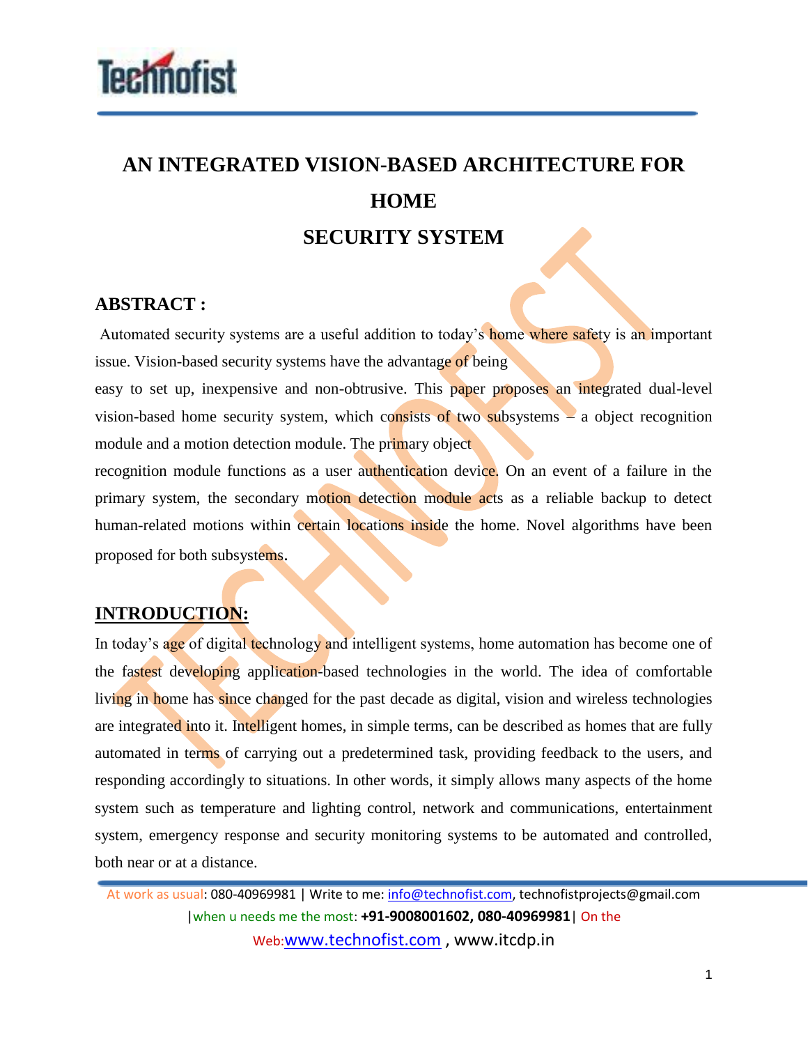# AN INTEGRATED VISION-BASED ARCHITECTURE FOR HOME SECURITY SYSTEM

## ABSTRACT :

Automated security systems are a useful addition to today's home where safety is an important issue. Vision-based security systems have the advantage of being easy to set up, inexpensive and non-obtrusive. This paper proposes an integrated dual-level vision-based home security system, which consists of two subsystems – a object recognition module and a motion detection module. The primary object recognition module functions as a user authentication device. On an event of a failure in the primary system, the secondary motion detection module acts as a reliable backup to detect human-related motions within certain locations inside the home. Novel algorithms have been proposed for both subsystems.

## INTRODUCTION:

In today's age of digital technology and intelligent systems, home automation has become one of the fastest developing application-based technologies in the world. The idea of comfortable living in home has since changed for the past decade as digital, vision and wireless technologies are integrated into it. Intelligent homes, in simple terms, can be described as homes that are fully automated in terms of carrying out a predetermined task, providing feedback to the users, and responding accordingly to situations. In other words, it simply allows many aspects of the home system such as temperature and lighting control, network and communications, entertainment system, emergency response and security monitoring systems to be automated and controlled, both near or at a distance.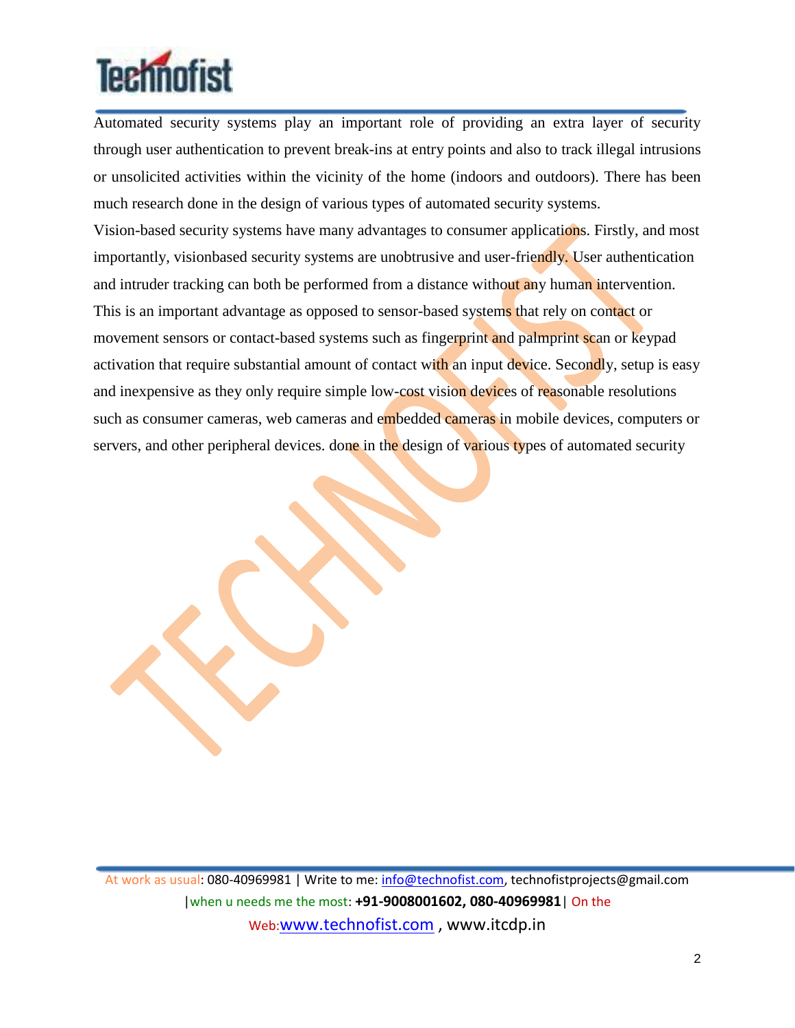Automated security systems play an important role of providing an extra layer of security through user authentication to prevent break-ins at entry points and also to track illegal intrusions or unsolicited activities within the vicinity of the home (indoors and outdoors). There has been much research done in the design of various types of automated security systems.

Vision-based security systems have many advantages to consumer applications. Firstly, and most importantly, visionbased security systems are unobtrusive and user-friendly. User authentication and intruder tracking can both be performed from a distance without any human intervention. This is an important advantage as opposed to sensor-based systems that rely on contact or movement sensors or contact-based systems such as fingerprint and palmprint scan or keypad activation that require substantial amount of contact with an input device. Secondly, setup is easy and inexpensive as they only require simple low-cost vision devices of reasonable resolutions such as consumer cameras, web cameras and embedded cameras in mobile devices, computers or servers, and other peripheral devices. done in the design of various types of automated security